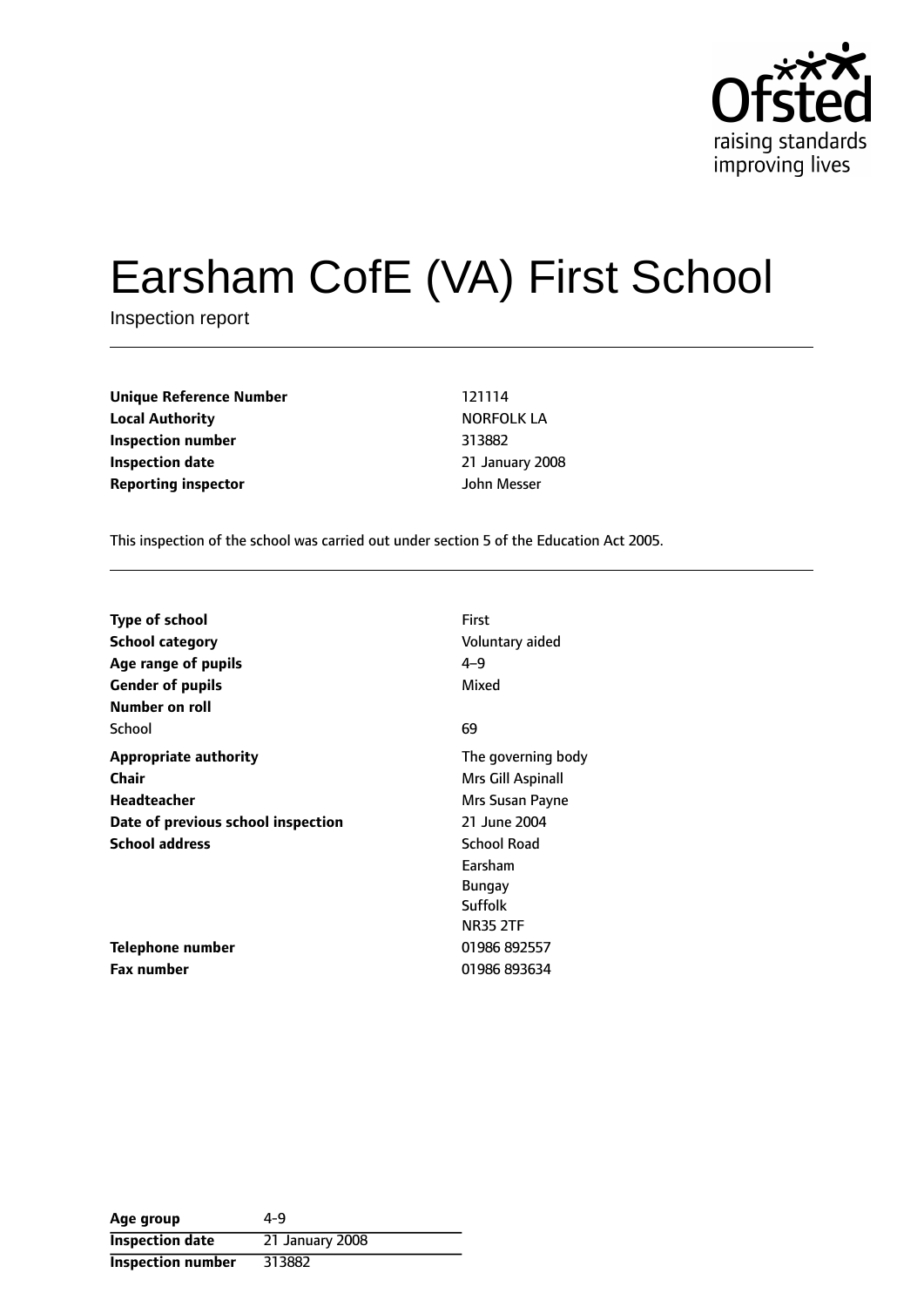# Earsham CofE (VA) First School

Inspection report

| | |
|---|---|
| **Unique Reference Number** | 121114 |
| **Local Authority** | NORFOLK LA |
| **Inspection number** | 313882 |
| **Inspection date** | 21 January 2008 |
| **Reporting inspector** | John Messer |

This inspection of the school was carried out under section 5 of the Education Act 2005.

| | |
|---|---|
| **Type of school** | First |
| **School category** | Voluntary aided |
| **Age range of pupils** | 4–9 |
| **Gender of pupils** | Mixed |
| **Number on roll** | |
| School | 69 |
| **Appropriate authority** | The governing body |
| **Chair** | Mrs Gill Aspinall |
| **Headteacher** | Mrs Susan Payne |
| **Date of previous school inspection** | 21 June 2004 |
| **School address** | School Road<br>Earsham<br>Bungay<br>Suffolk<br>NR35 2TF |
| **Telephone number** | 01986 892557 |
| **Fax number** | 01986 893634 |

| | |
|---|---|
| **Age group** | 4-9 |
| **Inspection date** | 21 January 2008 |
| **Inspection number** | 313882 |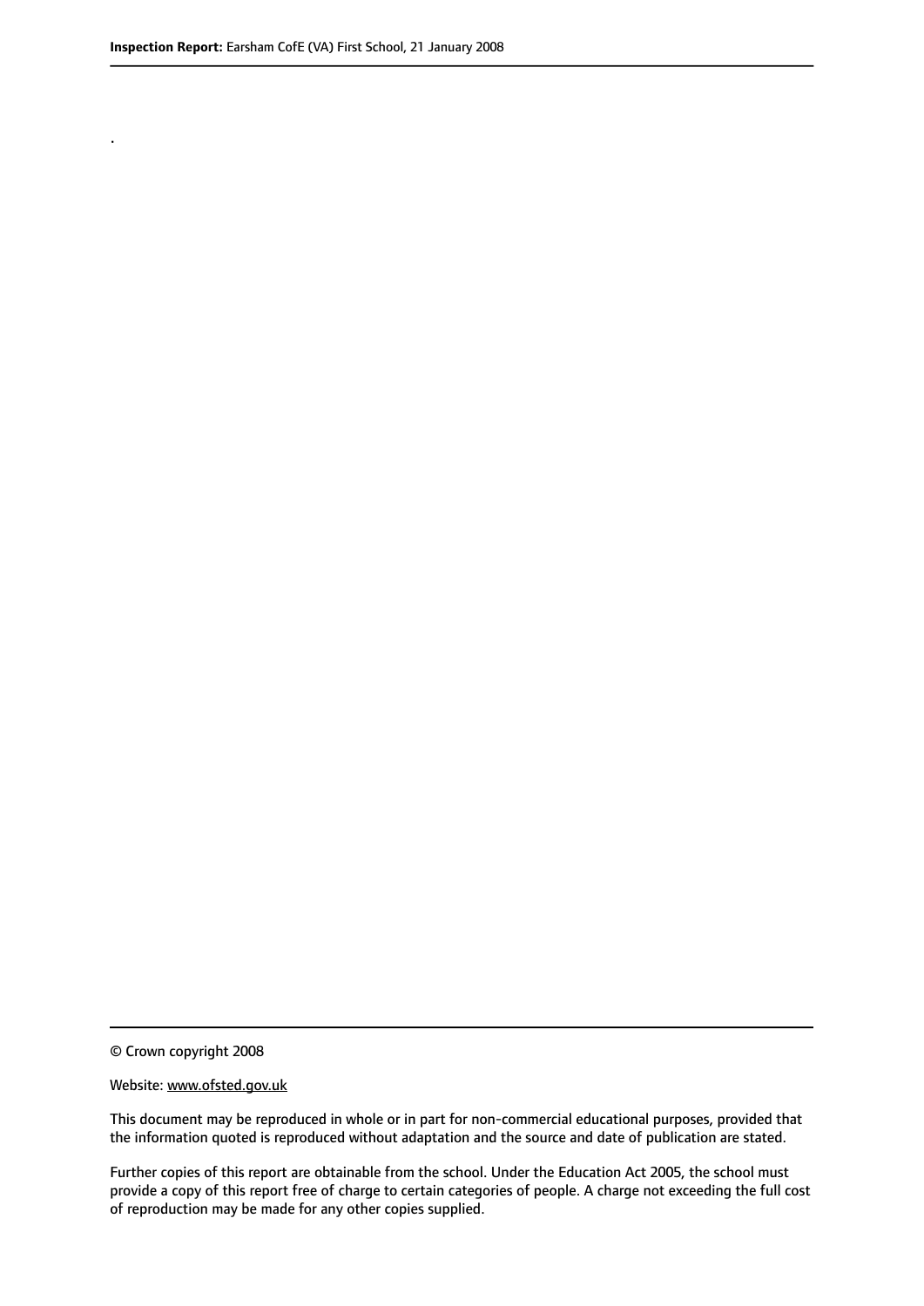.

© Crown copyright 2008

Website: www.ofsted.gov.uk

This document may be reproduced in whole or in part for non-commercial educational purposes, provided that the information quoted is reproduced without adaptation and the source and date of publication are stated.

Further copies of this report are obtainable from the school. Under the Education Act 2005, the school must provide a copy of this report free of charge to certain categories of people. A charge not exceeding the full cost of reproduction may be made for any other copies supplied.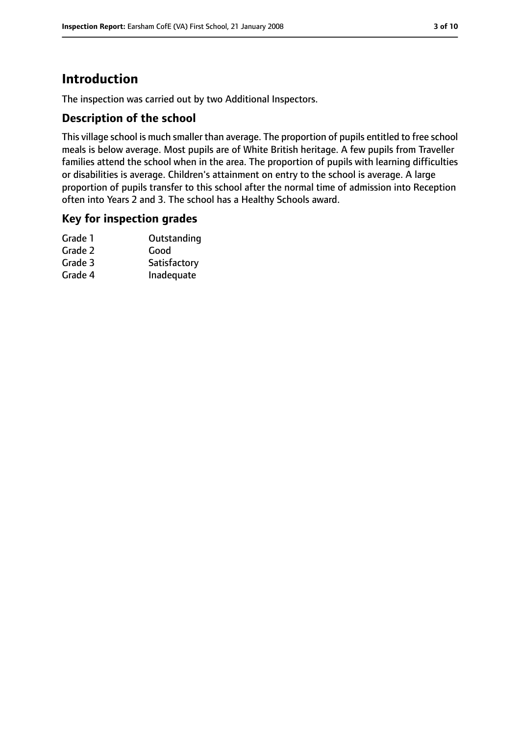# Introduction

The inspection was carried out by two Additional Inspectors.

## Description of the school

This village school is much smaller than average. The proportion of pupils entitled to free school meals is below average. Most pupils are of White British heritage. A few pupils from Traveller families attend the school when in the area. The proportion of pupils with learning difficulties or disabilities is average. Children's attainment on entry to the school is average. A large proportion of pupils transfer to this school after the normal time of admission into Reception often into Years 2 and 3. The school has a Healthy Schools award.

## Key for inspection grades

| | |
|---|---|
| Grade 1 | Outstanding |
| Grade 2 | Good |
| Grade 3 | Satisfactory |
| Grade 4 | Inadequate |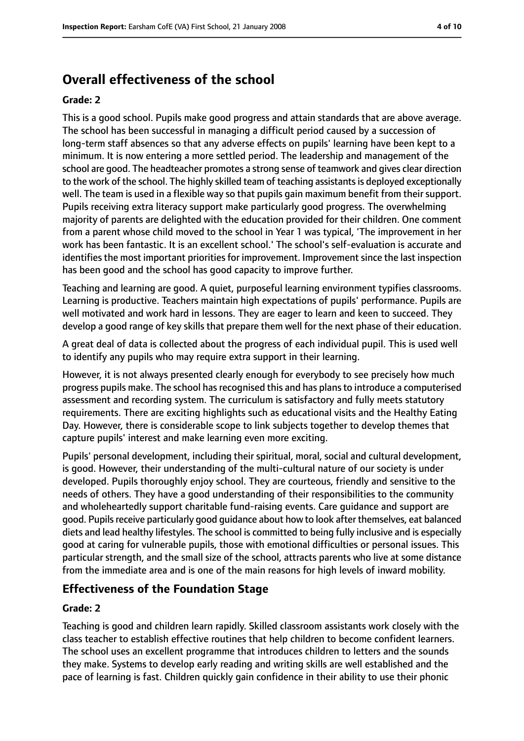## Overall effectiveness of the school

### Grade: 2

This is a good school. Pupils make good progress and attain standards that are above average. The school has been successful in managing a difficult period caused by a succession of long-term staff absences so that any adverse effects on pupils' learning have been kept to a minimum. It is now entering a more settled period. The leadership and management of the school are good. The headteacher promotes a strong sense of teamwork and gives clear direction to the work of the school. The highly skilled team of teaching assistants is deployed exceptionally well. The team is used in a flexible way so that pupils gain maximum benefit from their support. Pupils receiving extra literacy support make particularly good progress. The overwhelming majority of parents are delighted with the education provided for their children. One comment from a parent whose child moved to the school in Year 1 was typical, 'The improvement in her work has been fantastic. It is an excellent school.' The school's self-evaluation is accurate and identifies the most important priorities for improvement. Improvement since the last inspection has been good and the school has good capacity to improve further.

Teaching and learning are good. A quiet, purposeful learning environment typifies classrooms. Learning is productive. Teachers maintain high expectations of pupils' performance. Pupils are well motivated and work hard in lessons. They are eager to learn and keen to succeed. They develop a good range of key skills that prepare them well for the next phase of their education.

A great deal of data is collected about the progress of each individual pupil. This is used well to identify any pupils who may require extra support in their learning.

However, it is not always presented clearly enough for everybody to see precisely how much progress pupils make. The school has recognised this and has plans to introduce a computerised assessment and recording system. The curriculum is satisfactory and fully meets statutory requirements. There are exciting highlights such as educational visits and the Healthy Eating Day. However, there is considerable scope to link subjects together to develop themes that capture pupils' interest and make learning even more exciting.

Pupils' personal development, including their spiritual, moral, social and cultural development, is good. However, their understanding of the multi-cultural nature of our society is under developed. Pupils thoroughly enjoy school. They are courteous, friendly and sensitive to the needs of others. They have a good understanding of their responsibilities to the community and wholeheartedly support charitable fund-raising events. Care guidance and support are good. Pupils receive particularly good guidance about how to look after themselves, eat balanced diets and lead healthy lifestyles. The school is committed to being fully inclusive and is especially good at caring for vulnerable pupils, those with emotional difficulties or personal issues. This particular strength, and the small size of the school, attracts parents who live at some distance from the immediate area and is one of the main reasons for high levels of inward mobility.

## Effectiveness of the Foundation Stage

### Grade: 2

Teaching is good and children learn rapidly. Skilled classroom assistants work closely with the class teacher to establish effective routines that help children to become confident learners. The school uses an excellent programme that introduces children to letters and the sounds they make. Systems to develop early reading and writing skills are well established and the pace of learning is fast. Children quickly gain confidence in their ability to use their phonic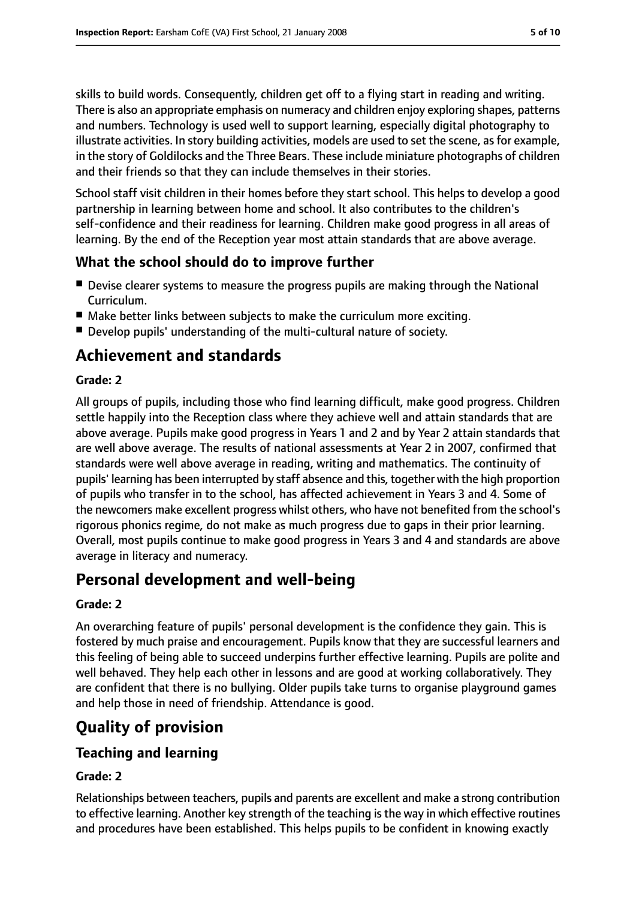skills to build words. Consequently, children get off to a flying start in reading and writing. There is also an appropriate emphasis on numeracy and children enjoy exploring shapes, patterns and numbers. Technology is used well to support learning, especially digital photography to illustrate activities. In story building activities, models are used to set the scene, as for example, in the story of Goldilocks and the Three Bears. These include miniature photographs of children and their friends so that they can include themselves in their stories.

School staff visit children in their homes before they start school. This helps to develop a good partnership in learning between home and school. It also contributes to the children's self-confidence and their readiness for learning. Children make good progress in all areas of learning. By the end of the Reception year most attain standards that are above average.

### What the school should do to improve further

- Devise clearer systems to measure the progress pupils are making through the National Curriculum.
- Make better links between subjects to make the curriculum more exciting.
- Develop pupils' understanding of the multi-cultural nature of society.

## Achievement and standards

**Grade: 2**

All groups of pupils, including those who find learning difficult, make good progress. Children settle happily into the Reception class where they achieve well and attain standards that are above average. Pupils make good progress in Years 1 and 2 and by Year 2 attain standards that are well above average. The results of national assessments at Year 2 in 2007, confirmed that standards were well above average in reading, writing and mathematics. The continuity of pupils' learning has been interrupted by staff absence and this, together with the high proportion of pupils who transfer in to the school, has affected achievement in Years 3 and 4. Some of the newcomers make excellent progress whilst others, who have not benefited from the school's rigorous phonics regime, do not make as much progress due to gaps in their prior learning. Overall, most pupils continue to make good progress in Years 3 and 4 and standards are above average in literacy and numeracy.

## Personal development and well-being

**Grade: 2**

An overarching feature of pupils' personal development is the confidence they gain. This is fostered by much praise and encouragement. Pupils know that they are successful learners and this feeling of being able to succeed underpins further effective learning. Pupils are polite and well behaved. They help each other in lessons and are good at working collaboratively. They are confident that there is no bullying. Older pupils take turns to organise playground games and help those in need of friendship. Attendance is good.

## Quality of provision

### Teaching and learning

**Grade: 2**

Relationships between teachers, pupils and parents are excellent and make a strong contribution to effective learning. Another key strength of the teaching is the way in which effective routines and procedures have been established. This helps pupils to be confident in knowing exactly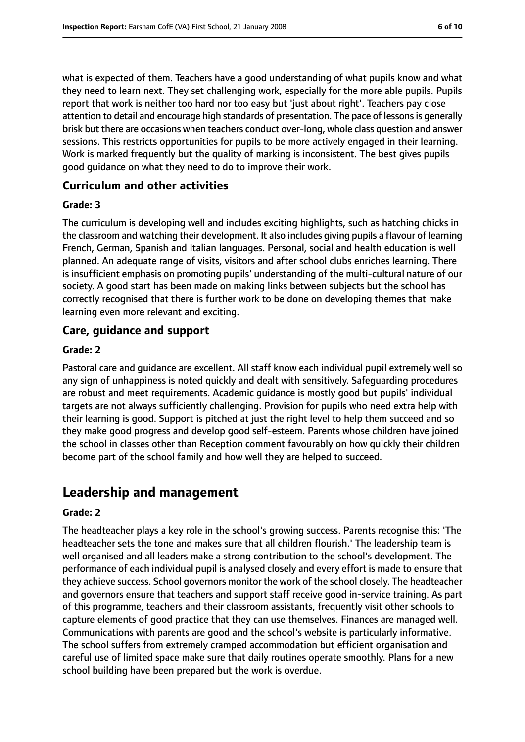what is expected of them. Teachers have a good understanding of what pupils know and what they need to learn next. They set challenging work, especially for the more able pupils. Pupils report that work is neither too hard nor too easy but 'just about right'. Teachers pay close attention to detail and encourage high standards of presentation. The pace of lessons is generally brisk but there are occasions when teachers conduct over-long, whole class question and answer sessions. This restricts opportunities for pupils to be more actively engaged in their learning. Work is marked frequently but the quality of marking is inconsistent. The best gives pupils good guidance on what they need to do to improve their work.

### Curriculum and other activities

#### Grade: 3

The curriculum is developing well and includes exciting highlights, such as hatching chicks in the classroom and watching their development. It also includes giving pupils a flavour of learning French, German, Spanish and Italian languages. Personal, social and health education is well planned. An adequate range of visits, visitors and after school clubs enriches learning. There is insufficient emphasis on promoting pupils' understanding of the multi-cultural nature of our society. A good start has been made on making links between subjects but the school has correctly recognised that there is further work to be done on developing themes that make learning even more relevant and exciting.

### Care, guidance and support

#### Grade: 2

Pastoral care and guidance are excellent. All staff know each individual pupil extremely well so any sign of unhappiness is noted quickly and dealt with sensitively. Safeguarding procedures are robust and meet requirements. Academic guidance is mostly good but pupils' individual targets are not always sufficiently challenging. Provision for pupils who need extra help with their learning is good. Support is pitched at just the right level to help them succeed and so they make good progress and develop good self-esteem. Parents whose children have joined the school in classes other than Reception comment favourably on how quickly their children become part of the school family and how well they are helped to succeed.

## Leadership and management

#### Grade: 2

The headteacher plays a key role in the school's growing success. Parents recognise this: 'The headteacher sets the tone and makes sure that all children flourish.' The leadership team is well organised and all leaders make a strong contribution to the school's development. The performance of each individual pupil is analysed closely and every effort is made to ensure that they achieve success. School governors monitor the work of the school closely. The headteacher and governors ensure that teachers and support staff receive good in-service training. As part of this programme, teachers and their classroom assistants, frequently visit other schools to capture elements of good practice that they can use themselves. Finances are managed well. Communications with parents are good and the school's website is particularly informative. The school suffers from extremely cramped accommodation but efficient organisation and careful use of limited space make sure that daily routines operate smoothly. Plans for a new school building have been prepared but the work is overdue.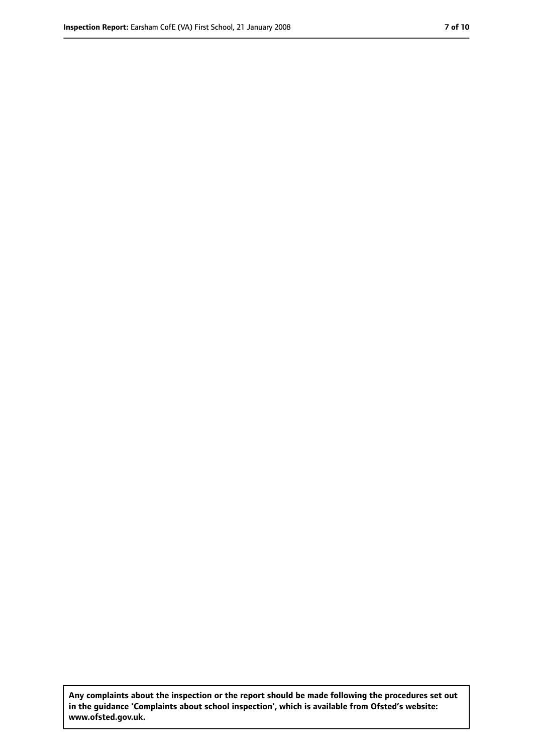**Any complaints about the inspection or the report should be made following the procedures set out in the guidance 'Complaints about school inspection', which is available from Ofsted's website: www.ofsted.gov.uk.**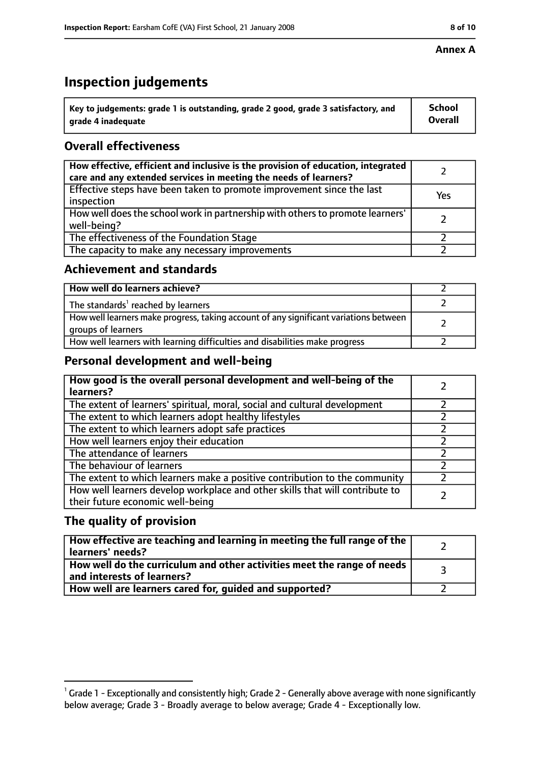**Annex A**

# Inspection judgements

| Key to judgements: grade 1 is outstanding, grade 2 good, grade 3 satisfactory, and grade 4 inadequate | School Overall |
|---|---|

## Overall effectiveness

| | |
|---|---|
| **How effective, efficient and inclusive is the provision of education, integrated care and any extended services in meeting the needs of learners?** | 2 |
| Effective steps have been taken to promote improvement since the last inspection | Yes |
| How well does the school work in partnership with others to promote learners' well-being? | 2 |
| The effectiveness of the Foundation Stage | 2 |
| The capacity to make any necessary improvements | 2 |

## Achievement and standards

| | |
|---|---|
| **How well do learners achieve?** | 2 |
| The standards[1] reached by learners | 2 |
| How well learners make progress, taking account of any significant variations between groups of learners | 2 |
| How well learners with learning difficulties and disabilities make progress | 2 |

## Personal development and well-being

| | |
|---|---|
| **How good is the overall personal development and well-being of the learners?** | 2 |
| The extent of learners' spiritual, moral, social and cultural development | 2 |
| The extent to which learners adopt healthy lifestyles | 2 |
| The extent to which learners adopt safe practices | 2 |
| How well learners enjoy their education | 2 |
| The attendance of learners | 2 |
| The behaviour of learners | 2 |
| The extent to which learners make a positive contribution to the community | 2 |
| How well learners develop workplace and other skills that will contribute to their future economic well-being | 2 |

## The quality of provision

| | |
|---|---|
| **How effective are teaching and learning in meeting the full range of the learners' needs?** | 2 |
| **How well do the curriculum and other activities meet the range of needs and interests of learners?** | 3 |
| **How well are learners cared for, guided and supported?** | 2 |

[1] Grade 1 - Exceptionally and consistently high; Grade 2 - Generally above average with none significantly below average; Grade 3 - Broadly average to below average; Grade 4 - Exceptionally low.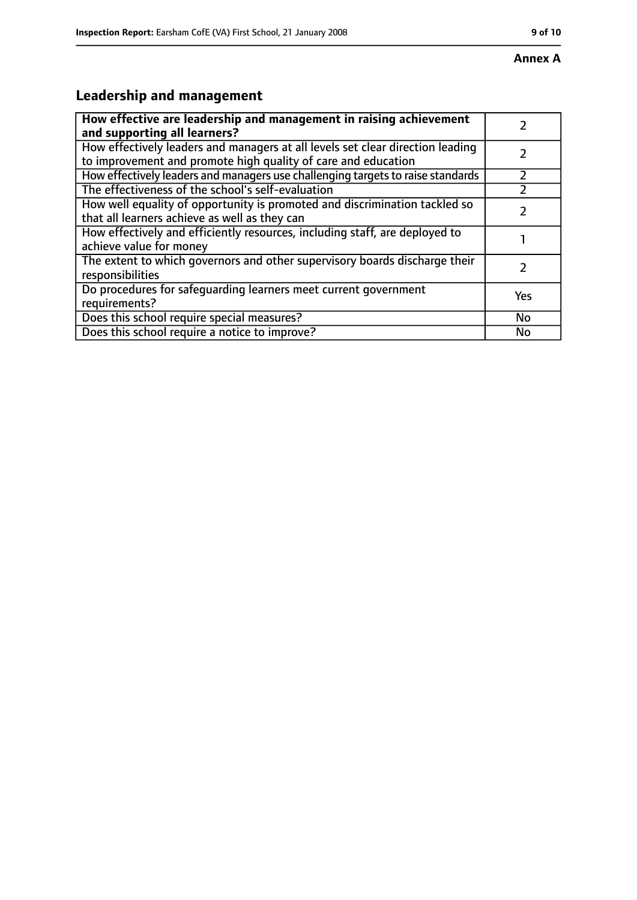**Annex A**

## Leadership and management

| How effective are leadership and management in raising achievement and supporting all learners? | 2 |
|---|---|
| How effectively leaders and managers at all levels set clear direction leading to improvement and promote high quality of care and education | 2 |
| How effectively leaders and managers use challenging targets to raise standards | 2 |
| The effectiveness of the school's self-evaluation | 2 |
| How well equality of opportunity is promoted and discrimination tackled so that all learners achieve as well as they can | 2 |
| How effectively and efficiently resources, including staff, are deployed to achieve value for money | 1 |
| The extent to which governors and other supervisory boards discharge their responsibilities | 2 |
| Do procedures for safeguarding learners meet current government requirements? | Yes |
| Does this school require special measures? | No |
| Does this school require a notice to improve? | No |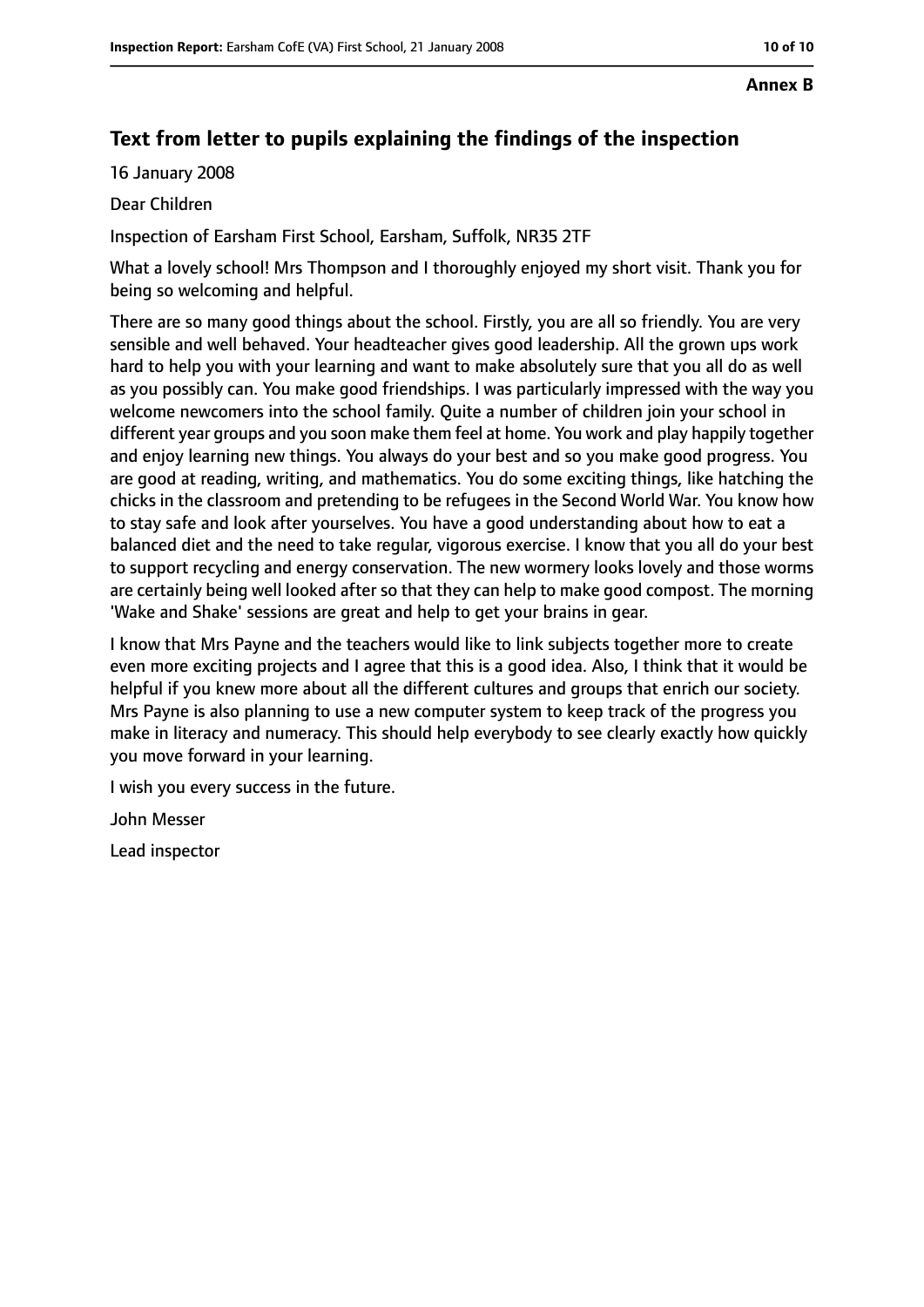**Annex B**

## Text from letter to pupils explaining the findings of the inspection

16 January 2008

Dear Children

Inspection of Earsham First School, Earsham, Suffolk, NR35 2TF

What a lovely school! Mrs Thompson and I thoroughly enjoyed my short visit. Thank you for being so welcoming and helpful.

There are so many good things about the school. Firstly, you are all so friendly. You are very sensible and well behaved. Your headteacher gives good leadership. All the grown ups work hard to help you with your learning and want to make absolutely sure that you all do as well as you possibly can. You make good friendships. I was particularly impressed with the way you welcome newcomers into the school family. Quite a number of children join your school in different year groups and you soon make them feel at home. You work and play happily together and enjoy learning new things. You always do your best and so you make good progress. You are good at reading, writing, and mathematics. You do some exciting things, like hatching the chicks in the classroom and pretending to be refugees in the Second World War. You know how to stay safe and look after yourselves. You have a good understanding about how to eat a balanced diet and the need to take regular, vigorous exercise. I know that you all do your best to support recycling and energy conservation. The new wormery looks lovely and those worms are certainly being well looked after so that they can help to make good compost. The morning 'Wake and Shake' sessions are great and help to get your brains in gear.

I know that Mrs Payne and the teachers would like to link subjects together more to create even more exciting projects and I agree that this is a good idea. Also, I think that it would be helpful if you knew more about all the different cultures and groups that enrich our society. Mrs Payne is also planning to use a new computer system to keep track of the progress you make in literacy and numeracy. This should help everybody to see clearly exactly how quickly you move forward in your learning.

I wish you every success in the future.

John Messer

Lead inspector